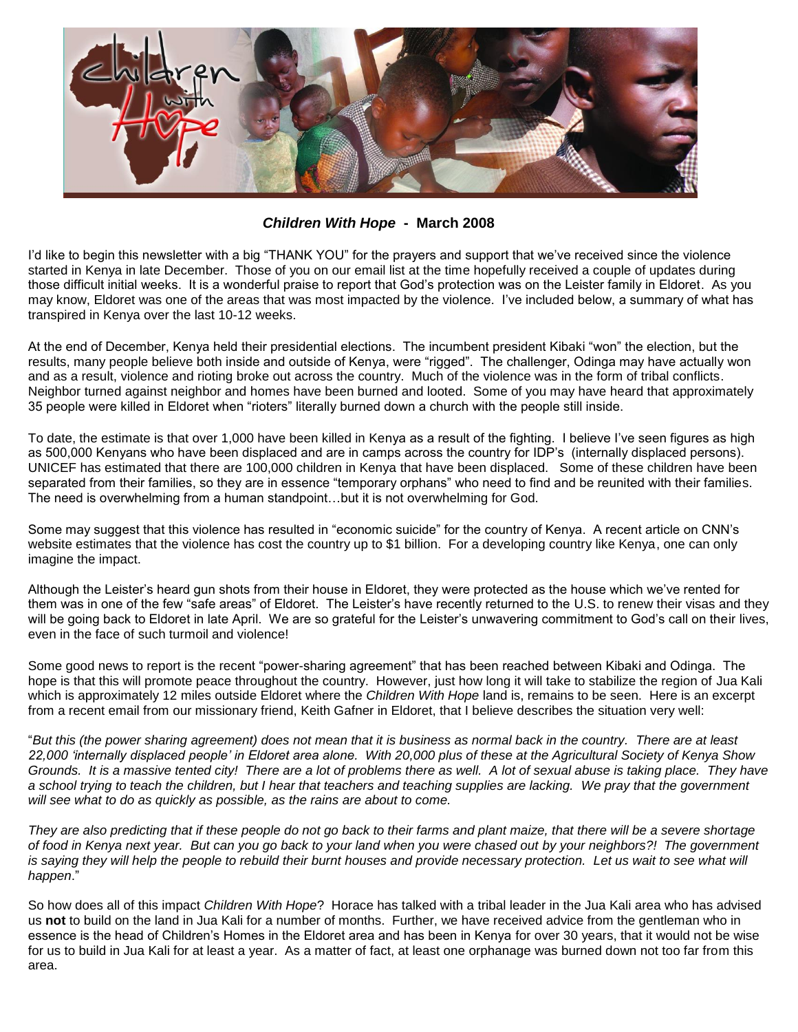## *Children With Hope* - March 2008

I'd like to begin this newsletter with a big "THANK YOU" for the prayers and support that we've received since the violence started in Kenya in late December. Those of you on our email list at the time hopefully received a couple of updates during those difficult initial weeks. It is a wonderful praise to report that God's protection was on the Leister family in Eldoret. As you may know, Eldoret was one of the areas that was most impacted by the violence. I've included below, a summary of what has transpired in Kenya over the last 10-12 weeks.

At the end of December, Kenya held their presidential elections. The incumbent president Kibaki "won" the election, but the results, many people believe both inside and outside of Kenya, were "rigged". The challenger, Odinga may have actually won and as a result, violence and rioting broke out across the country. Much of the violence was in the form of tribal conflicts. Neighbor turned against neighbor and homes have been burned and looted. Some of you may have heard that approximately 35 people were killed in Eldoret when "rioters" literally burned down a church with the people still inside.

To date, the estimate is that over 1,000 have been killed in Kenya as a result of the fighting. I believe I've seen figures as high as 500,000 Kenyans who have been displaced and are in camps across the country for IDP's (internally displaced persons). UNICEF has estimated that there are 100,000 children in Kenya that have been displaced. Some of these children have been separated from their families, so they are in essence "temporary orphans" who need to find and be reunited with their families. The need is overwhelming from a human standpoint…but it is not overwhelming for God.

Some may suggest that this violence has resulted in "economic suicide" for the country of Kenya. A recent article on CNN's website estimates that the violence has cost the country up to $1 billion. For a developing country like Kenya, one can only imagine the impact.

Although the Leister's heard gun shots from their house in Eldoret, they were protected as the house which we've rented for them was in one of the few "safe areas" of Eldoret. The Leister's have recently returned to the U.S. to renew their visas and they will be going back to Eldoret in late April. We are so grateful for the Leister's unwavering commitment to God's call on their lives, even in the face of such turmoil and violence!

Some good news to report is the recent "power-sharing agreement" that has been reached between Kibaki and Odinga. The hope is that this will promote peace throughout the country. However, just how long it will take to stabilize the region of Jua Kali which is approximately 12 miles outside Eldoret where the *Children With Hope* land is, remains to be seen. Here is an excerpt from a recent email from our missionary friend, Keith Gafner in Eldoret, that I believe describes the situation very well:

"*But this (the power sharing agreement) does not mean that it is business as normal back in the country. There are at least 22,000 'internally displaced people' in Eldoret area alone. With 20,000 plus of these at the Agricultural Society of Kenya Show Grounds. It is a massive tented city! There are a lot of problems there as well. A lot of sexual abuse is taking place. They have a school trying to teach the children, but I hear that teachers and teaching supplies are lacking. We pray that the government will see what to do as quickly as possible, as the rains are about to come.*

*They are also predicting that if these people do not go back to their farms and plant maize, that there will be a severe shortage of food in Kenya next year. But can you go back to your land when you were chased out by your neighbors?! The government is saying they will help the people to rebuild their burnt houses and provide necessary protection. Let us wait to see what will happen*."

So how does all of this impact *Children With Hope*? Horace has talked with a tribal leader in the Jua Kali area who has advised us **not** to build on the land in Jua Kali for a number of months. Further, we have received advice from the gentleman who in essence is the head of Children's Homes in the Eldoret area and has been in Kenya for over 30 years, that it would not be wise for us to build in Jua Kali for at least a year. As a matter of fact, at least one orphanage was burned down not too far from this area.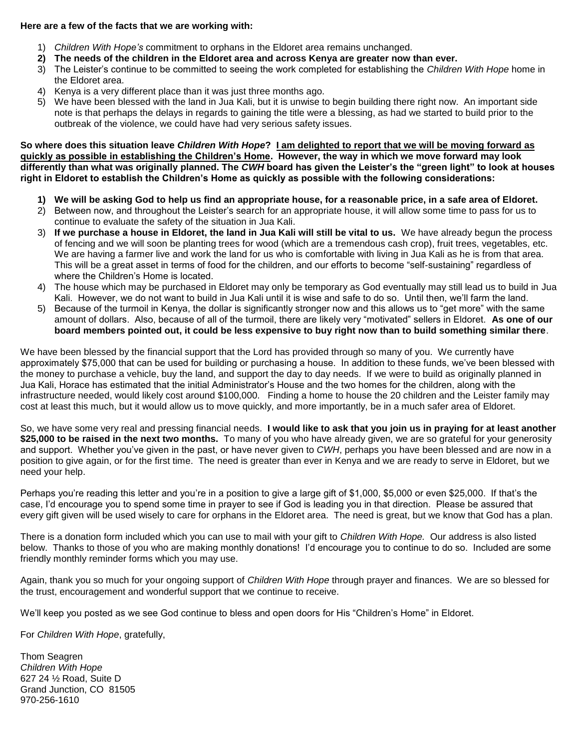**Here are a few of the facts that we are working with:**

1) *Children With Hope's* commitment to orphans in the Eldoret area remains unchanged.
2) **The needs of the children in the Eldoret area and across Kenya are greater now than ever.**
3) The Leister's continue to be committed to seeing the work completed for establishing the *Children With Hope* home in the Eldoret area.
4) Kenya is a very different place than it was just three months ago.
5) We have been blessed with the land in Jua Kali, but it is unwise to begin building there right now. An important side note is that perhaps the delays in regards to gaining the title were a blessing, as had we started to build prior to the outbreak of the violence, we could have had very serious safety issues.

**So where does this situation leave *Children With Hope*? <u>I am delighted to report that we will be moving forward as quickly as possible in establishing the Children's Home</u>. However, the way in which we move forward may look differently than what was originally planned. The *CWH* board has given the Leister's the "green light" to look at houses right in Eldoret to establish the Children's Home as quickly as possible with the following considerations:**

1) **We will be asking God to help us find an appropriate house, for a reasonable price, in a safe area of Eldoret.**
2) Between now, and throughout the Leister's search for an appropriate house, it will allow some time to pass for us to continue to evaluate the safety of the situation in Jua Kali.
3) **If we purchase a house in Eldoret, the land in Jua Kali will still be vital to us.** We have already begun the process of fencing and we will soon be planting trees for wood (which are a tremendous cash crop), fruit trees, vegetables, etc. We are having a farmer live and work the land for us who is comfortable with living in Jua Kali as he is from that area. This will be a great asset in terms of food for the children, and our efforts to become "self-sustaining" regardless of where the Children's Home is located.
4) The house which may be purchased in Eldoret may only be temporary as God eventually may still lead us to build in Jua Kali. However, we do not want to build in Jua Kali until it is wise and safe to do so. Until then, we'll farm the land.
5) Because of the turmoil in Kenya, the dollar is significantly stronger now and this allows us to "get more" with the same amount of dollars. Also, because of all of the turmoil, there are likely very "motivated" sellers in Eldoret. **As one of our board members pointed out, it could be less expensive to buy right now than to build something similar there**.

We have been blessed by the financial support that the Lord has provided through so many of you. We currently have approximately $75,000 that can be used for building or purchasing a house. In addition to these funds, we've been blessed with the money to purchase a vehicle, buy the land, and support the day to day needs. If we were to build as originally planned in Jua Kali, Horace has estimated that the initial Administrator's House and the two homes for the children, along with the infrastructure needed, would likely cost around $100,000. Finding a home to house the 20 children and the Leister family may cost at least this much, but it would allow us to move quickly, and more importantly, be in a much safer area of Eldoret.

So, we have some very real and pressing financial needs. **I would like to ask that you join us in praying for at least another $25,000 to be raised in the next two months.** To many of you who have already given, we are so grateful for your generosity and support. Whether you've given in the past, or have never given to *CWH*, perhaps you have been blessed and are now in a position to give again, or for the first time. The need is greater than ever in Kenya and we are ready to serve in Eldoret, but we need your help.

Perhaps you're reading this letter and you're in a position to give a large gift of $1,000, $5,000 or even $25,000. If that's the case, I'd encourage you to spend some time in prayer to see if God is leading you in that direction. Please be assured that every gift given will be used wisely to care for orphans in the Eldoret area. The need is great, but we know that God has a plan.

There is a donation form included which you can use to mail with your gift to *Children With Hope.* Our address is also listed below. Thanks to those of you who are making monthly donations! I'd encourage you to continue to do so. Included are some friendly monthly reminder forms which you may use.

Again, thank you so much for your ongoing support of *Children With Hope* through prayer and finances. We are so blessed for the trust, encouragement and wonderful support that we continue to receive.

We'll keep you posted as we see God continue to bless and open doors for His "Children's Home" in Eldoret.

For *Children With Hope*, gratefully,

Thom Seagren
*Children With Hope*
627 24 ½ Road, Suite D
Grand Junction, CO 81505
970-256-1610